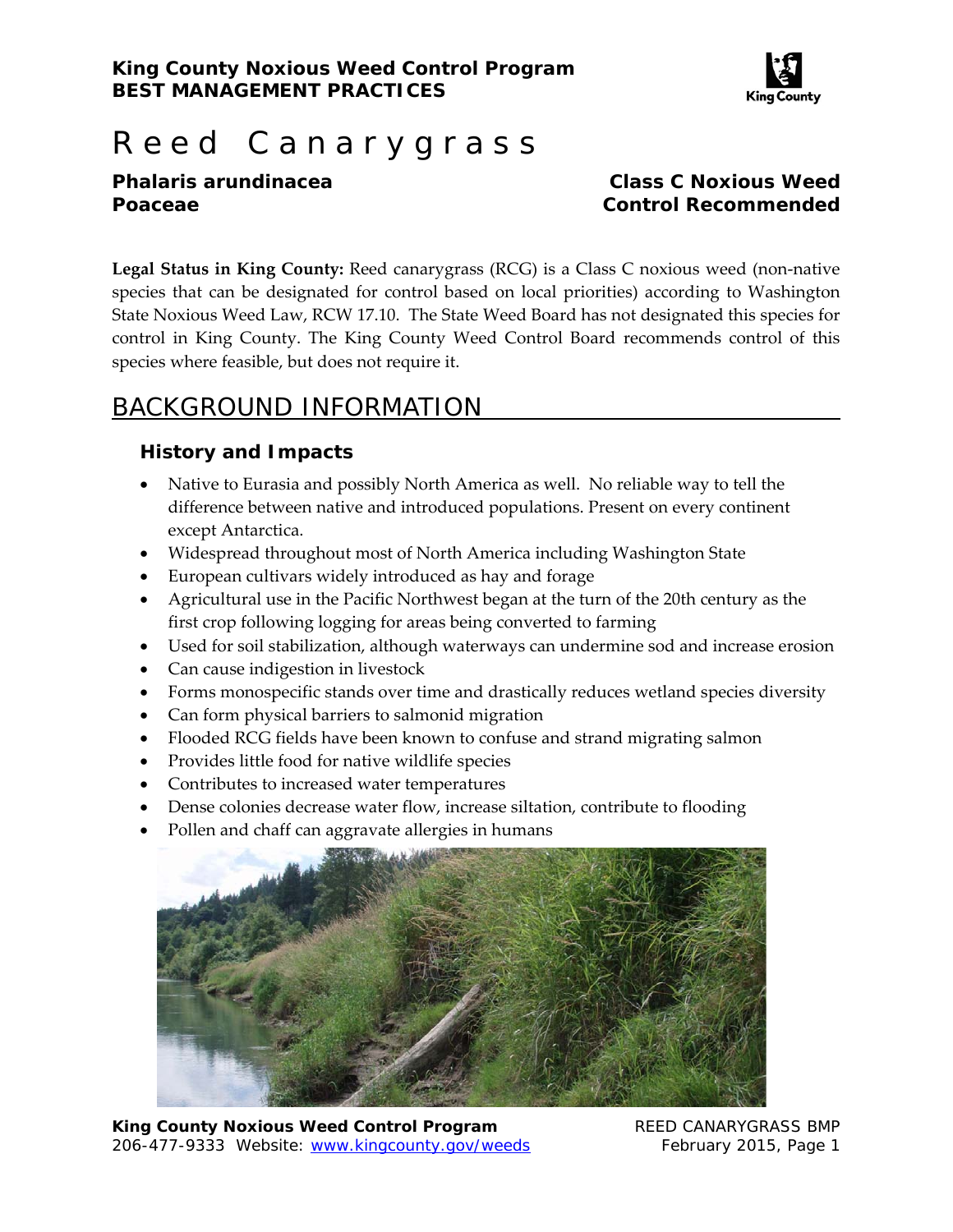**King County Noxious Weed Control Program**
**BEST MANAGEMENT PRACTICES**

# Reed Canarygrass

**Phalaris arundinacea**
**Poaceae**

**Class C Noxious Weed**
**Control Recommended**

**Legal Status in King County:** Reed canarygrass (RCG) is a Class C noxious weed (non-native species that can be designated for control based on local priorities) according to Washington State Noxious Weed Law, RCW 17.10. The State Weed Board has not designated this species for control in King County. The King County Weed Control Board recommends control of this species where feasible, but does not require it.

## BACKGROUND INFORMATION

### History and Impacts

- Native to Eurasia and possibly North America as well. No reliable way to tell the difference between native and introduced populations. Present on every continent except Antarctica.
- Widespread throughout most of North America including Washington State
- European cultivars widely introduced as hay and forage
- Agricultural use in the Pacific Northwest began at the turn of the 20th century as the first crop following logging for areas being converted to farming
- Used for soil stabilization, although waterways can undermine sod and increase erosion
- Can cause indigestion in livestock
- Forms monospecific stands over time and drastically reduces wetland species diversity
- Can form physical barriers to salmonid migration
- Flooded RCG fields have been known to confuse and strand migrating salmon
- Provides little food for native wildlife species
- Contributes to increased water temperatures
- Dense colonies decrease water flow, increase siltation, contribute to flooding
- Pollen and chaff can aggravate allergies in humans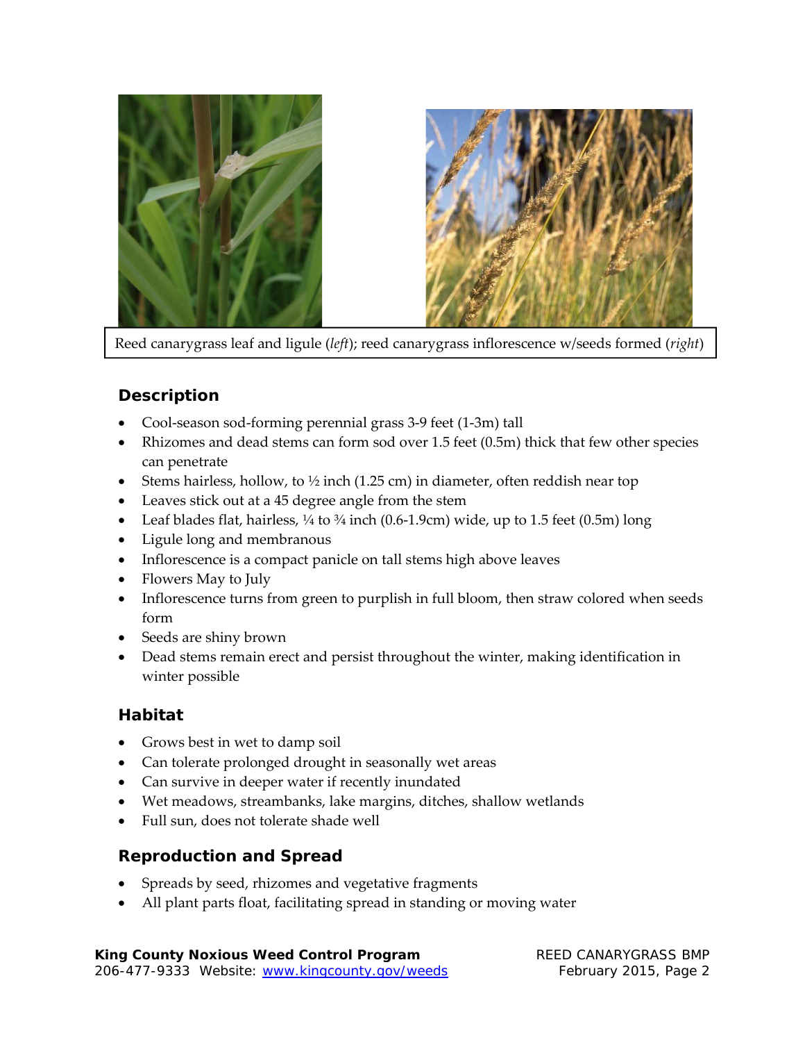Reed canarygrass leaf and ligule (*left*); reed canarygrass inflorescence w/seeds formed (*right*)

## Description

- Cool-season sod-forming perennial grass 3-9 feet (1-3m) tall
- Rhizomes and dead stems can form sod over 1.5 feet (0.5m) thick that few other species can penetrate
- Stems hairless, hollow, to ½ inch (1.25 cm) in diameter, often reddish near top
- Leaves stick out at a 45 degree angle from the stem
- Leaf blades flat, hairless, ¼ to ¾ inch (0.6-1.9cm) wide, up to 1.5 feet (0.5m) long
- Ligule long and membranous
- Inflorescence is a compact panicle on tall stems high above leaves
- Flowers May to July
- Inflorescence turns from green to purplish in full bloom, then straw colored when seeds form
- Seeds are shiny brown
- Dead stems remain erect and persist throughout the winter, making identification in winter possible

## Habitat

- Grows best in wet to damp soil
- Can tolerate prolonged drought in seasonally wet areas
- Can survive in deeper water if recently inundated
- Wet meadows, streambanks, lake margins, ditches, shallow wetlands
- Full sun, does not tolerate shade well

## Reproduction and Spread

- Spreads by seed, rhizomes and vegetative fragments
- All plant parts float, facilitating spread in standing or moving water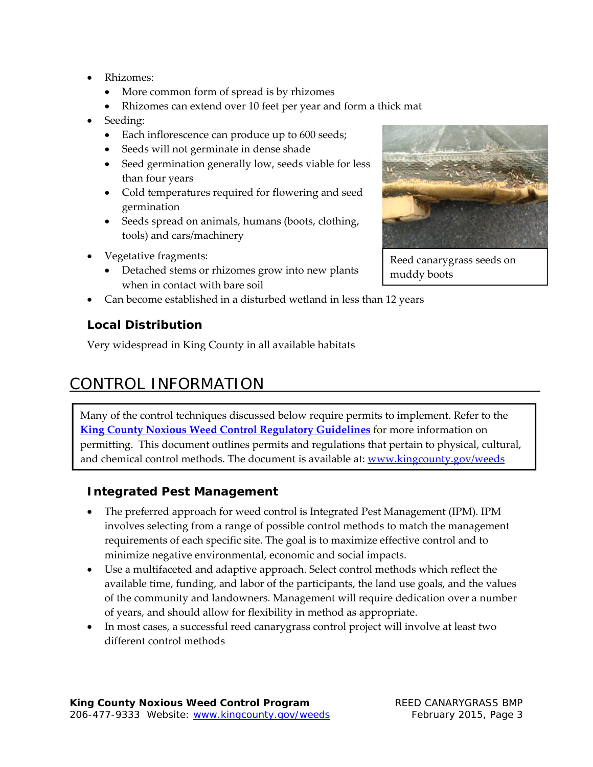- Rhizomes:
  - More common form of spread is by rhizomes
  - Rhizomes can extend over 10 feet per year and form a thick mat
- Seeding:
  - Each inflorescence can produce up to 600 seeds;
  - Seeds will not germinate in dense shade
  - Seed germination generally low, seeds viable for less than four years
  - Cold temperatures required for flowering and seed germination
  - Seeds spread on animals, humans (boots, clothing, tools) and cars/machinery
- Vegetative fragments:
  - Detached stems or rhizomes grow into new plants when in contact with bare soil
- Can become established in a disturbed wetland in less than 12 years

Reed canarygrass seeds on muddy boots

### Local Distribution

Very widespread in King County in all available habitats

## CONTROL INFORMATION

Many of the control techniques discussed below require permits to implement. Refer to the **King County Noxious Weed Control Regulatory Guidelines** for more information on permitting. This document outlines permits and regulations that pertain to physical, cultural, and chemical control methods. The document is available at: www.kingcounty.gov/weeds

### Integrated Pest Management

- The preferred approach for weed control is Integrated Pest Management (IPM). IPM involves selecting from a range of possible control methods to match the management requirements of each specific site. The goal is to maximize effective control and to minimize negative environmental, economic and social impacts.
- Use a multifaceted and adaptive approach. Select control methods which reflect the available time, funding, and labor of the participants, the land use goals, and the values of the community and landowners. Management will require dedication over a number of years, and should allow for flexibility in method as appropriate.
- In most cases, a successful reed canarygrass control project will involve at least two different control methods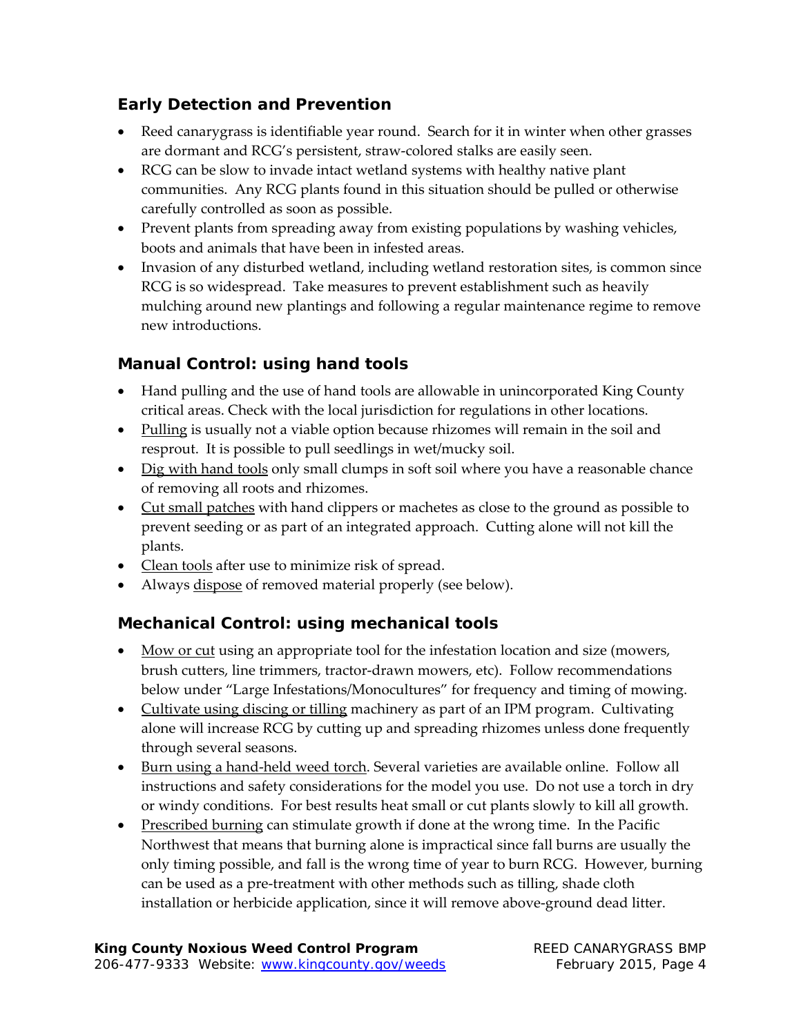## Early Detection and Prevention

- Reed canarygrass is identifiable year round. Search for it in winter when other grasses are dormant and RCG's persistent, straw-colored stalks are easily seen.
- RCG can be slow to invade intact wetland systems with healthy native plant communities. Any RCG plants found in this situation should be pulled or otherwise carefully controlled as soon as possible.
- Prevent plants from spreading away from existing populations by washing vehicles, boots and animals that have been in infested areas.
- Invasion of any disturbed wetland, including wetland restoration sites, is common since RCG is so widespread. Take measures to prevent establishment such as heavily mulching around new plantings and following a regular maintenance regime to remove new introductions.

## Manual Control: using hand tools

- Hand pulling and the use of hand tools are allowable in unincorporated King County critical areas. Check with the local jurisdiction for regulations in other locations.
- Pulling is usually not a viable option because rhizomes will remain in the soil and resprout. It is possible to pull seedlings in wet/mucky soil.
- Dig with hand tools only small clumps in soft soil where you have a reasonable chance of removing all roots and rhizomes.
- Cut small patches with hand clippers or machetes as close to the ground as possible to prevent seeding or as part of an integrated approach. Cutting alone will not kill the plants.
- Clean tools after use to minimize risk of spread.
- Always dispose of removed material properly (see below).

## Mechanical Control: using mechanical tools

- Mow or cut using an appropriate tool for the infestation location and size (mowers, brush cutters, line trimmers, tractor-drawn mowers, etc). Follow recommendations below under "Large Infestations/Monocultures" for frequency and timing of mowing.
- Cultivate using discing or tilling machinery as part of an IPM program. Cultivating alone will increase RCG by cutting up and spreading rhizomes unless done frequently through several seasons.
- Burn using a hand-held weed torch. Several varieties are available online. Follow all instructions and safety considerations for the model you use. Do not use a torch in dry or windy conditions. For best results heat small or cut plants slowly to kill all growth.
- Prescribed burning can stimulate growth if done at the wrong time. In the Pacific Northwest that means that burning alone is impractical since fall burns are usually the only timing possible, and fall is the wrong time of year to burn RCG. However, burning can be used as a pre-treatment with other methods such as tilling, shade cloth installation or herbicide application, since it will remove above-ground dead litter.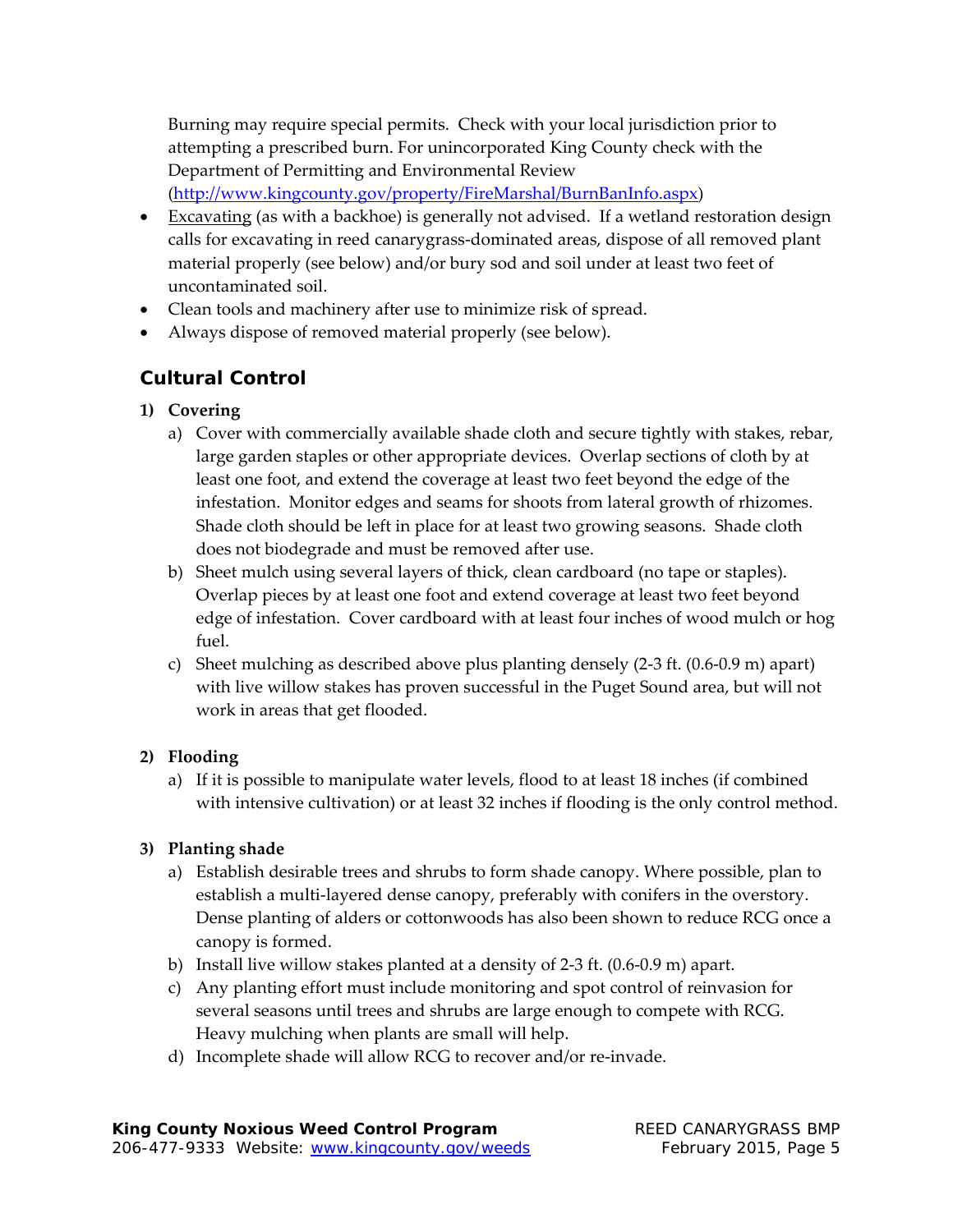Burning may require special permits. Check with your local jurisdiction prior to attempting a prescribed burn. For unincorporated King County check with the Department of Permitting and Environmental Review (http://www.kingcounty.gov/property/FireMarshal/BurnBanInfo.aspx)

- Excavating (as with a backhoe) is generally not advised. If a wetland restoration design calls for excavating in reed canarygrass-dominated areas, dispose of all removed plant material properly (see below) and/or bury sod and soil under at least two feet of uncontaminated soil.
- Clean tools and machinery after use to minimize risk of spread.
- Always dispose of removed material properly (see below).

## Cultural Control

**1) Covering**

a) Cover with commercially available shade cloth and secure tightly with stakes, rebar, large garden staples or other appropriate devices. Overlap sections of cloth by at least one foot, and extend the coverage at least two feet beyond the edge of the infestation. Monitor edges and seams for shoots from lateral growth of rhizomes. Shade cloth should be left in place for at least two growing seasons. Shade cloth does not biodegrade and must be removed after use.

b) Sheet mulch using several layers of thick, clean cardboard (no tape or staples). Overlap pieces by at least one foot and extend coverage at least two feet beyond edge of infestation. Cover cardboard with at least four inches of wood mulch or hog fuel.

c) Sheet mulching as described above plus planting densely (2-3 ft. (0.6-0.9 m) apart) with live willow stakes has proven successful in the Puget Sound area, but will not work in areas that get flooded.

**2) Flooding**

a) If it is possible to manipulate water levels, flood to at least 18 inches (if combined with intensive cultivation) or at least 32 inches if flooding is the only control method.

**3) Planting shade**

a) Establish desirable trees and shrubs to form shade canopy. Where possible, plan to establish a multi-layered dense canopy, preferably with conifers in the overstory. Dense planting of alders or cottonwoods has also been shown to reduce RCG once a canopy is formed.

b) Install live willow stakes planted at a density of 2-3 ft. (0.6-0.9 m) apart.

c) Any planting effort must include monitoring and spot control of reinvasion for several seasons until trees and shrubs are large enough to compete with RCG. Heavy mulching when plants are small will help.

d) Incomplete shade will allow RCG to recover and/or re-invade.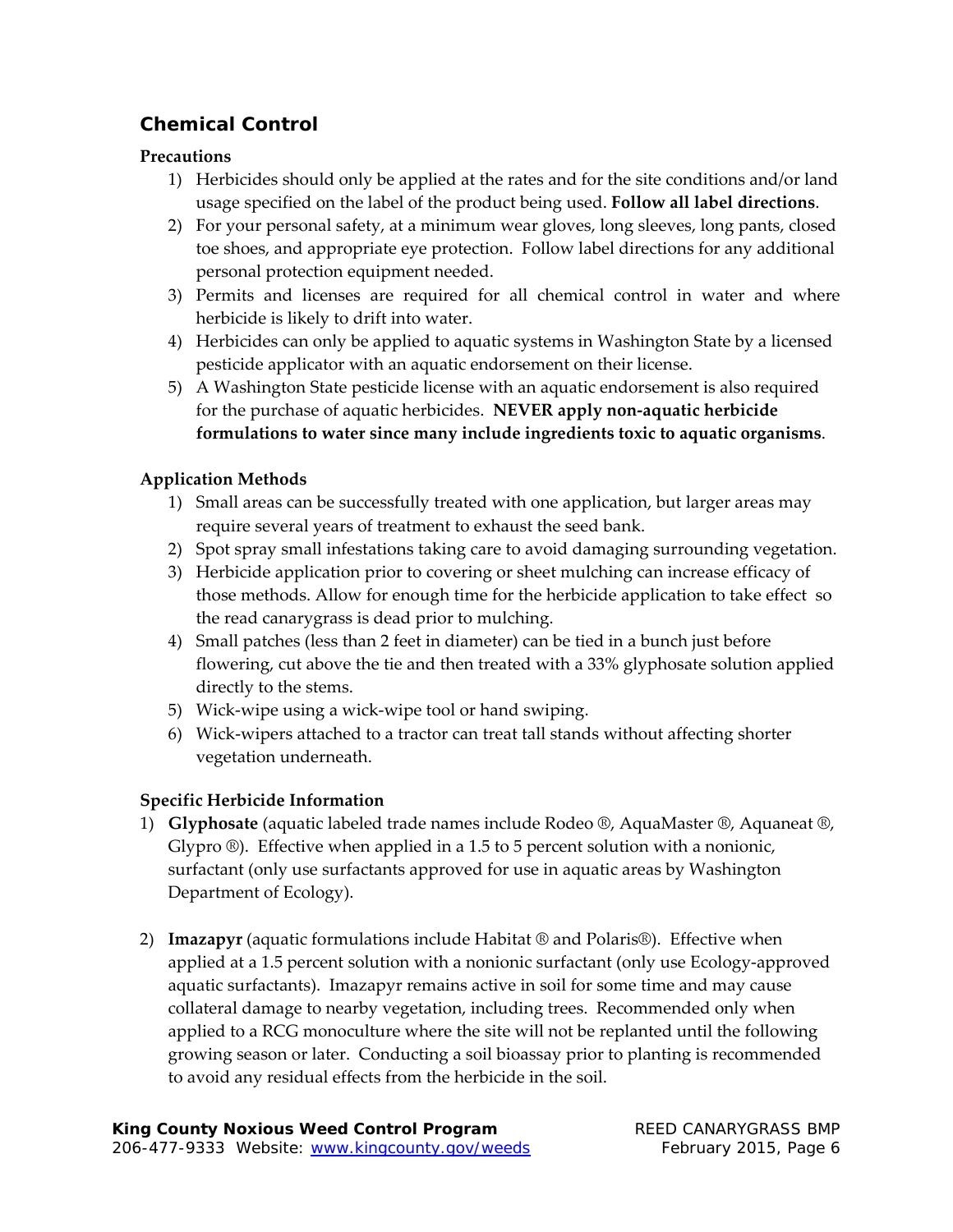## Chemical Control

### Precautions

1) Herbicides should only be applied at the rates and for the site conditions and/or land usage specified on the label of the product being used. **Follow all label directions**.
2) For your personal safety, at a minimum wear gloves, long sleeves, long pants, closed toe shoes, and appropriate eye protection. Follow label directions for any additional personal protection equipment needed.
3) Permits and licenses are required for all chemical control in water and where herbicide is likely to drift into water.
4) Herbicides can only be applied to aquatic systems in Washington State by a licensed pesticide applicator with an aquatic endorsement on their license.
5) A Washington State pesticide license with an aquatic endorsement is also required for the purchase of aquatic herbicides. **NEVER apply non-aquatic herbicide formulations to water since many include ingredients toxic to aquatic organisms**.

### Application Methods

1) Small areas can be successfully treated with one application, but larger areas may require several years of treatment to exhaust the seed bank.
2) Spot spray small infestations taking care to avoid damaging surrounding vegetation.
3) Herbicide application prior to covering or sheet mulching can increase efficacy of those methods. Allow for enough time for the herbicide application to take effect so the read canarygrass is dead prior to mulching.
4) Small patches (less than 2 feet in diameter) can be tied in a bunch just before flowering, cut above the tie and then treated with a 33% glyphosate solution applied directly to the stems.
5) Wick-wipe using a wick-wipe tool or hand swiping.
6) Wick-wipers attached to a tractor can treat tall stands without affecting shorter vegetation underneath.

### Specific Herbicide Information

1) **Glyphosate** (aquatic labeled trade names include Rodeo ®, AquaMaster ®, Aquaneat ®, Glypro ®). Effective when applied in a 1.5 to 5 percent solution with a nonionic, surfactant (only use surfactants approved for use in aquatic areas by Washington Department of Ecology).

2) **Imazapyr** (aquatic formulations include Habitat ® and Polaris®). Effective when applied at a 1.5 percent solution with a nonionic surfactant (only use Ecology-approved aquatic surfactants). Imazapyr remains active in soil for some time and may cause collateral damage to nearby vegetation, including trees. Recommended only when applied to a RCG monoculture where the site will not be replanted until the following growing season or later. Conducting a soil bioassay prior to planting is recommended to avoid any residual effects from the herbicide in the soil.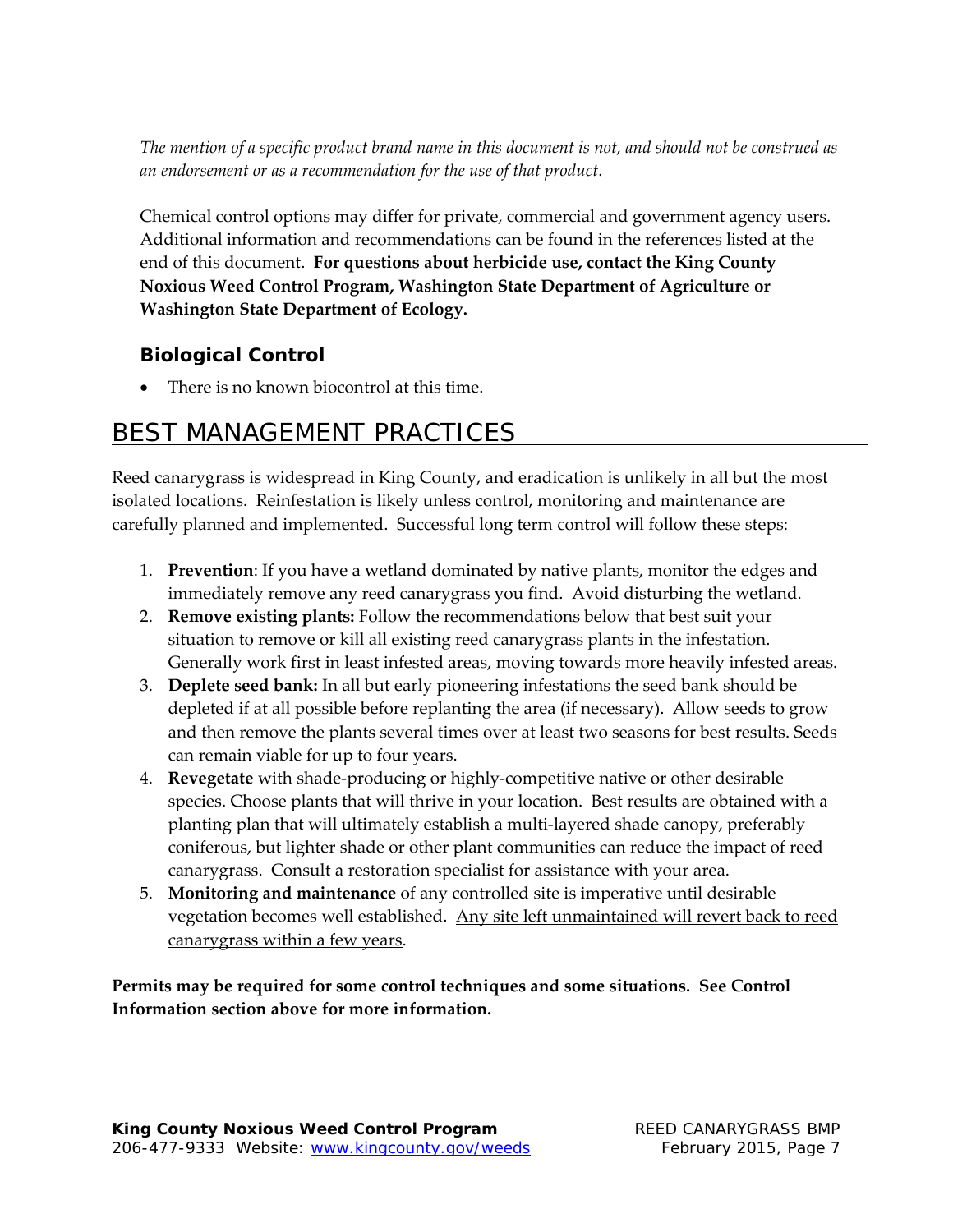*The mention of a specific product brand name in this document is not, and should not be construed as an endorsement or as a recommendation for the use of that product*.

Chemical control options may differ for private, commercial and government agency users. Additional information and recommendations can be found in the references listed at the end of this document. **For questions about herbicide use, contact the King County Noxious Weed Control Program, Washington State Department of Agriculture or Washington State Department of Ecology.**

### Biological Control

- There is no known biocontrol at this time.

## BEST MANAGEMENT PRACTICES

Reed canarygrass is widespread in King County, and eradication is unlikely in all but the most isolated locations. Reinfestation is likely unless control, monitoring and maintenance are carefully planned and implemented. Successful long term control will follow these steps:

1. **Prevention**: If you have a wetland dominated by native plants, monitor the edges and immediately remove any reed canarygrass you find. Avoid disturbing the wetland.
2. **Remove existing plants:** Follow the recommendations below that best suit your situation to remove or kill all existing reed canarygrass plants in the infestation. Generally work first in least infested areas, moving towards more heavily infested areas.
3. **Deplete seed bank:** In all but early pioneering infestations the seed bank should be depleted if at all possible before replanting the area (if necessary). Allow seeds to grow and then remove the plants several times over at least two seasons for best results. Seeds can remain viable for up to four years.
4. **Revegetate** with shade-producing or highly-competitive native or other desirable species. Choose plants that will thrive in your location. Best results are obtained with a planting plan that will ultimately establish a multi-layered shade canopy, preferably coniferous, but lighter shade or other plant communities can reduce the impact of reed canarygrass. Consult a restoration specialist for assistance with your area.
5. **Monitoring and maintenance** of any controlled site is imperative until desirable vegetation becomes well established. <u>Any site left unmaintained will revert back to reed canarygrass within a few years</u>.

**Permits may be required for some control techniques and some situations. See Control Information section above for more information.**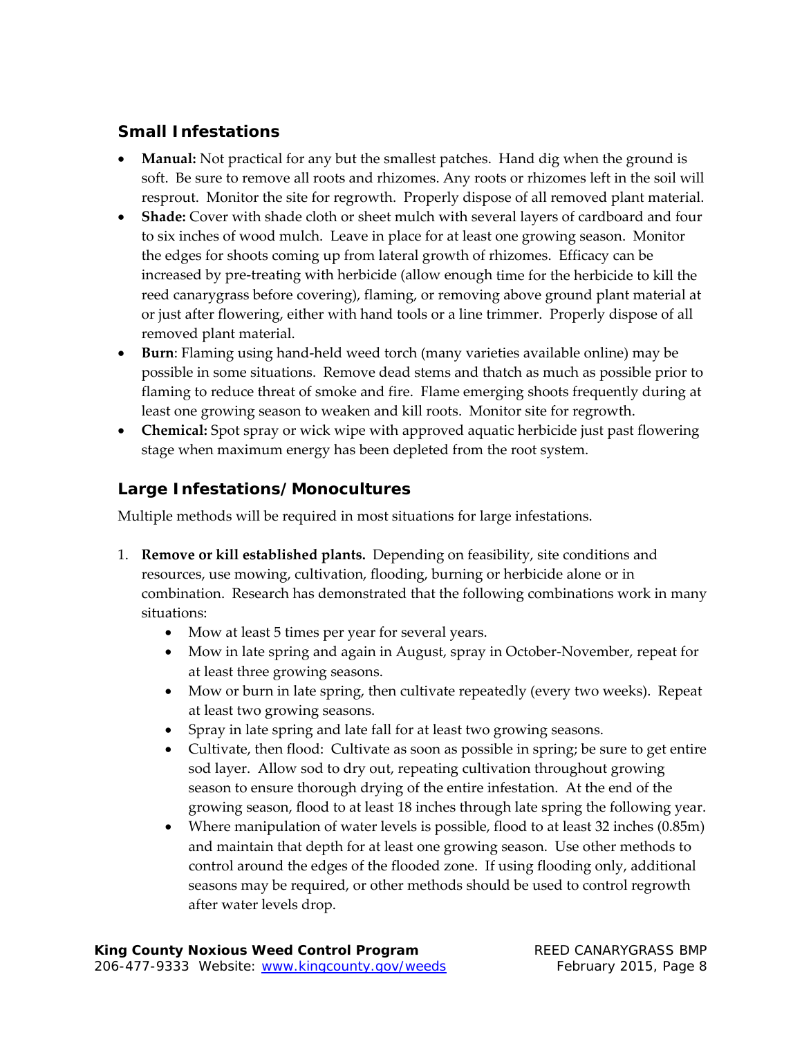### Small Infestations

- **Manual:** Not practical for any but the smallest patches. Hand dig when the ground is soft. Be sure to remove all roots and rhizomes. Any roots or rhizomes left in the soil will resprout. Monitor the site for regrowth. Properly dispose of all removed plant material.
- **Shade:** Cover with shade cloth or sheet mulch with several layers of cardboard and four to six inches of wood mulch. Leave in place for at least one growing season. Monitor the edges for shoots coming up from lateral growth of rhizomes. Efficacy can be increased by pre-treating with herbicide (allow enough time for the herbicide to kill the reed canarygrass before covering), flaming, or removing above ground plant material at or just after flowering, either with hand tools or a line trimmer. Properly dispose of all removed plant material.
- **Burn**: Flaming using hand-held weed torch (many varieties available online) may be possible in some situations. Remove dead stems and thatch as much as possible prior to flaming to reduce threat of smoke and fire. Flame emerging shoots frequently during at least one growing season to weaken and kill roots. Monitor site for regrowth.
- **Chemical:** Spot spray or wick wipe with approved aquatic herbicide just past flowering stage when maximum energy has been depleted from the root system.

### Large Infestations/Monocultures

Multiple methods will be required in most situations for large infestations.

1. **Remove or kill established plants.** Depending on feasibility, site conditions and resources, use mowing, cultivation, flooding, burning or herbicide alone or in combination. Research has demonstrated that the following combinations work in many situations:
   - Mow at least 5 times per year for several years.
   - Mow in late spring and again in August, spray in October-November, repeat for at least three growing seasons.
   - Mow or burn in late spring, then cultivate repeatedly (every two weeks). Repeat at least two growing seasons.
   - Spray in late spring and late fall for at least two growing seasons.
   - Cultivate, then flood: Cultivate as soon as possible in spring; be sure to get entire sod layer. Allow sod to dry out, repeating cultivation throughout growing season to ensure thorough drying of the entire infestation. At the end of the growing season, flood to at least 18 inches through late spring the following year.
   - Where manipulation of water levels is possible, flood to at least 32 inches (0.85m) and maintain that depth for at least one growing season. Use other methods to control around the edges of the flooded zone. If using flooding only, additional seasons may be required, or other methods should be used to control regrowth after water levels drop.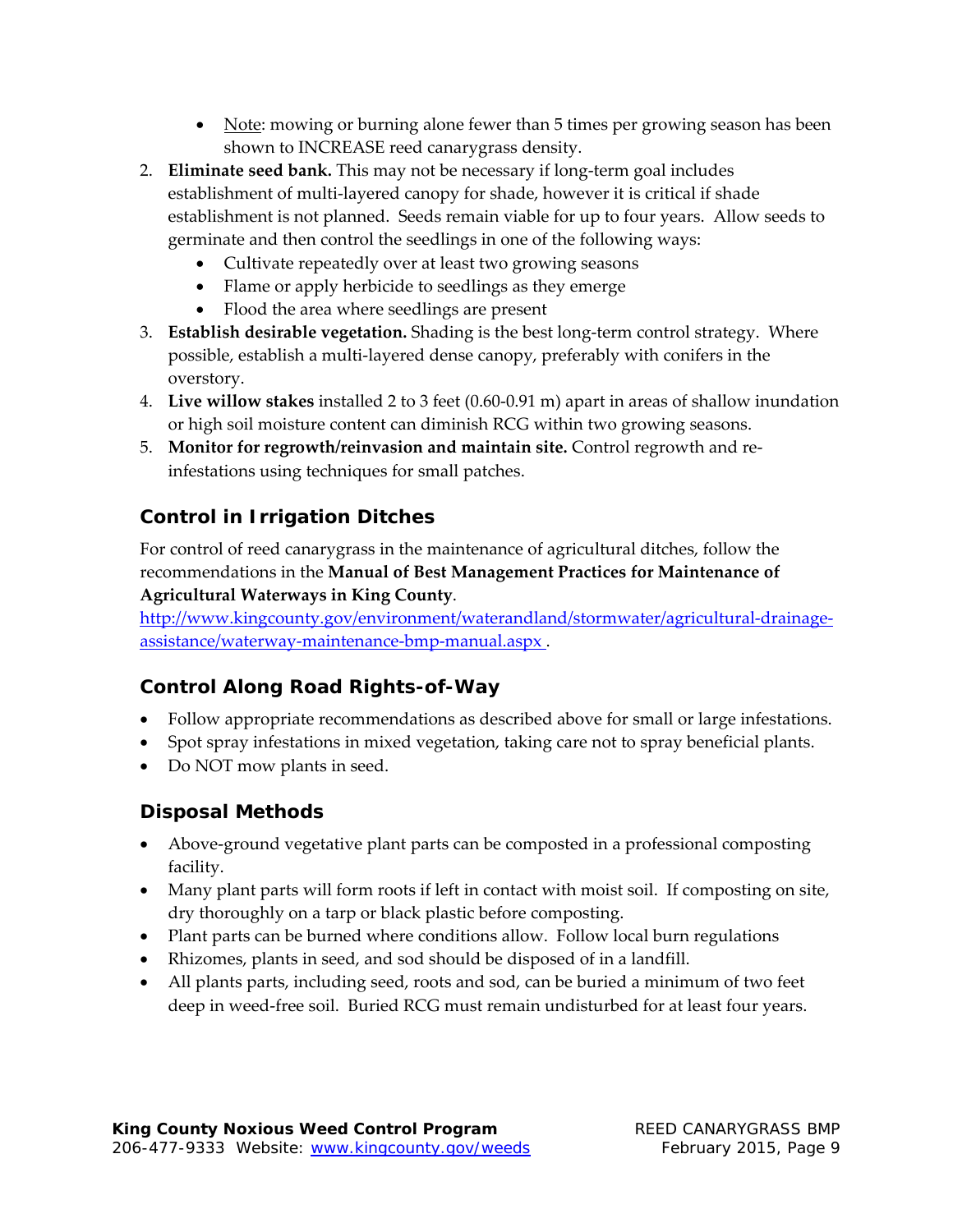- Note: mowing or burning alone fewer than 5 times per growing season has been shown to INCREASE reed canarygrass density.

2. **Eliminate seed bank.** This may not be necessary if long-term goal includes establishment of multi-layered canopy for shade, however it is critical if shade establishment is not planned. Seeds remain viable for up to four years. Allow seeds to germinate and then control the seedlings in one of the following ways:
   - Cultivate repeatedly over at least two growing seasons
   - Flame or apply herbicide to seedlings as they emerge
   - Flood the area where seedlings are present
3. **Establish desirable vegetation.** Shading is the best long-term control strategy. Where possible, establish a multi-layered dense canopy, preferably with conifers in the overstory.
4. **Live willow stakes** installed 2 to 3 feet (0.60-0.91 m) apart in areas of shallow inundation or high soil moisture content can diminish RCG within two growing seasons.
5. **Monitor for regrowth/reinvasion and maintain site.** Control regrowth and re-infestations using techniques for small patches.

## Control in Irrigation Ditches

For control of reed canarygrass in the maintenance of agricultural ditches, follow the recommendations in the **Manual of Best Management Practices for Maintenance of Agricultural Waterways in King County**.
http://www.kingcounty.gov/environment/waterandland/stormwater/agricultural-drainage-assistance/waterway-maintenance-bmp-manual.aspx .

## Control Along Road Rights-of-Way

- Follow appropriate recommendations as described above for small or large infestations.
- Spot spray infestations in mixed vegetation, taking care not to spray beneficial plants.
- Do NOT mow plants in seed.

## Disposal Methods

- Above-ground vegetative plant parts can be composted in a professional composting facility.
- Many plant parts will form roots if left in contact with moist soil. If composting on site, dry thoroughly on a tarp or black plastic before composting.
- Plant parts can be burned where conditions allow. Follow local burn regulations
- Rhizomes, plants in seed, and sod should be disposed of in a landfill.
- All plants parts, including seed, roots and sod, can be buried a minimum of two feet deep in weed-free soil. Buried RCG must remain undisturbed for at least four years.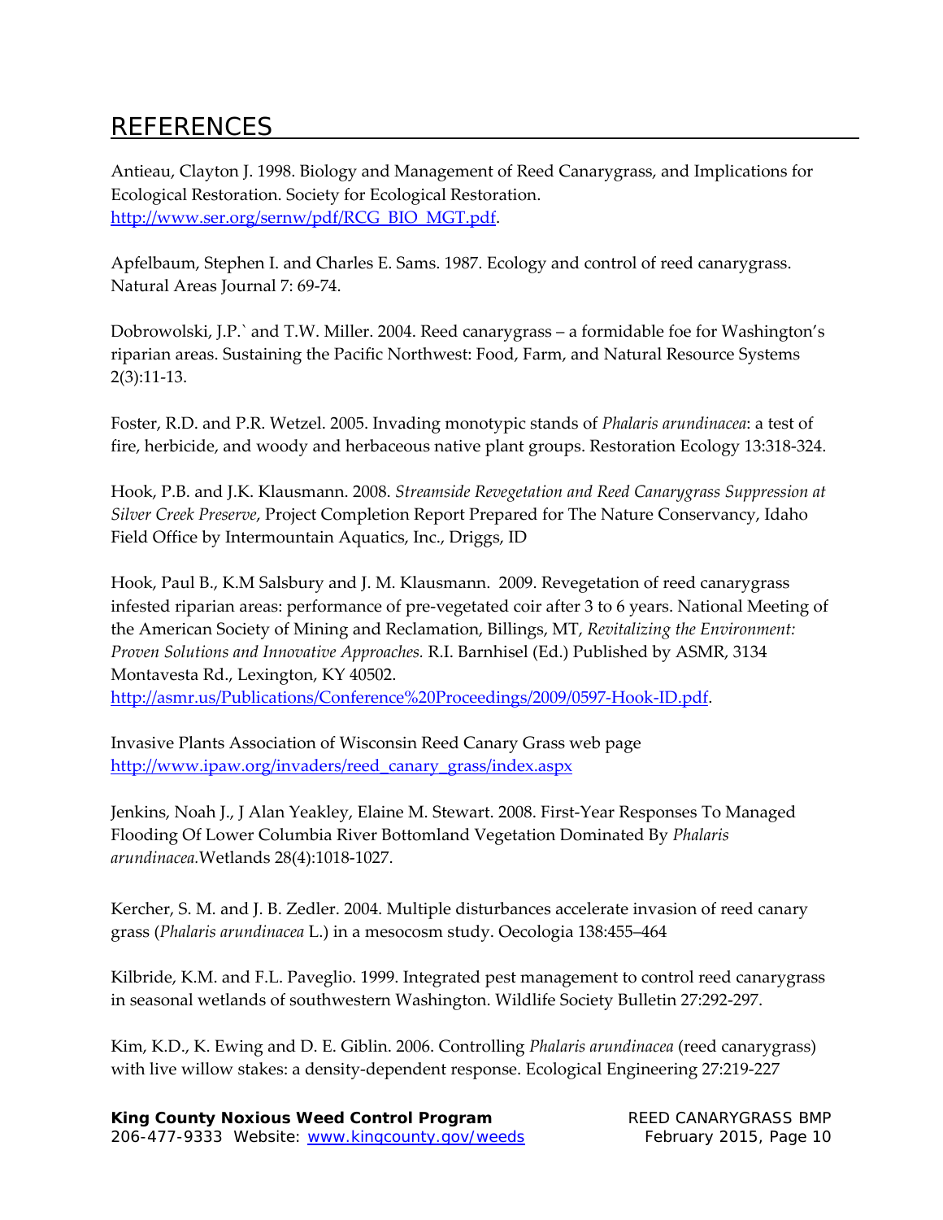# REFERENCES

Antieau, Clayton J. 1998. Biology and Management of Reed Canarygrass, and Implications for Ecological Restoration. Society for Ecological Restoration. http://www.ser.org/sernw/pdf/RCG_BIO_MGT.pdf.

Apfelbaum, Stephen I. and Charles E. Sams. 1987. Ecology and control of reed canarygrass. Natural Areas Journal 7: 69-74.

Dobrowolski, J.P.` and T.W. Miller. 2004. Reed canarygrass – a formidable foe for Washington's riparian areas. Sustaining the Pacific Northwest: Food, Farm, and Natural Resource Systems 2(3):11-13.

Foster, R.D. and P.R. Wetzel. 2005. Invading monotypic stands of *Phalaris arundinacea*: a test of fire, herbicide, and woody and herbaceous native plant groups. Restoration Ecology 13:318-324.

Hook, P.B. and J.K. Klausmann. 2008. *Streamside Revegetation and Reed Canarygrass Suppression at Silver Creek Preserve*, Project Completion Report Prepared for The Nature Conservancy, Idaho Field Office by Intermountain Aquatics, Inc., Driggs, ID

Hook, Paul B., K.M Salsbury and J. M. Klausmann. 2009. Revegetation of reed canarygrass infested riparian areas: performance of pre-vegetated coir after 3 to 6 years. National Meeting of the American Society of Mining and Reclamation, Billings, MT, *Revitalizing the Environment: Proven Solutions and Innovative Approaches.* R.I. Barnhisel (Ed.) Published by ASMR, 3134 Montavesta Rd., Lexington, KY 40502. http://asmr.us/Publications/Conference%20Proceedings/2009/0597-Hook-ID.pdf.

Invasive Plants Association of Wisconsin Reed Canary Grass web page http://www.ipaw.org/invaders/reed_canary_grass/index.aspx

Jenkins, Noah J., J Alan Yeakley, Elaine M. Stewart. 2008. First-Year Responses To Managed Flooding Of Lower Columbia River Bottomland Vegetation Dominated By *Phalaris arundinacea.*Wetlands 28(4):1018-1027.

Kercher, S. M. and J. B. Zedler. 2004. Multiple disturbances accelerate invasion of reed canary grass (*Phalaris arundinacea* L.) in a mesocosm study. Oecologia 138:455–464

Kilbride, K.M. and F.L. Paveglio. 1999. Integrated pest management to control reed canarygrass in seasonal wetlands of southwestern Washington. Wildlife Society Bulletin 27:292-297.

Kim, K.D., K. Ewing and D. E. Giblin. 2006. Controlling *Phalaris arundinacea* (reed canarygrass) with live willow stakes: a density-dependent response. Ecological Engineering 27:219-227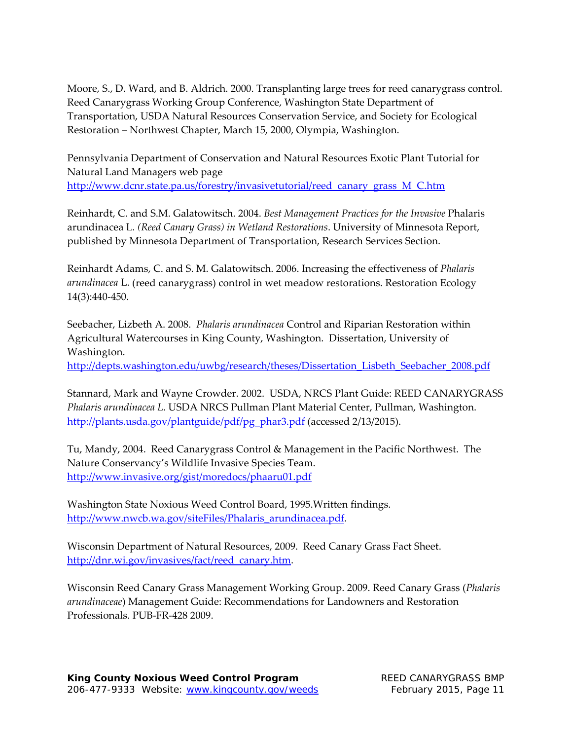Moore, S., D. Ward, and B. Aldrich. 2000. Transplanting large trees for reed canarygrass control. Reed Canarygrass Working Group Conference, Washington State Department of Transportation, USDA Natural Resources Conservation Service, and Society for Ecological Restoration – Northwest Chapter, March 15, 2000, Olympia, Washington.

Pennsylvania Department of Conservation and Natural Resources Exotic Plant Tutorial for Natural Land Managers web page
http://www.dcnr.state.pa.us/forestry/invasivetutorial/reed_canary_grass_M_C.htm

Reinhardt, C. and S.M. Galatowitsch. 2004. *Best Management Practices for the Invasive* Phalaris arundinacea L. *(Reed Canary Grass) in Wetland Restorations*. University of Minnesota Report, published by Minnesota Department of Transportation, Research Services Section.

Reinhardt Adams, C. and S. M. Galatowitsch. 2006. Increasing the effectiveness of *Phalaris arundinacea* L. (reed canarygrass) control in wet meadow restorations. Restoration Ecology 14(3):440-450.

Seebacher, Lizbeth A. 2008. *Phalaris arundinacea* Control and Riparian Restoration within Agricultural Watercourses in King County, Washington. Dissertation, University of Washington.
http://depts.washington.edu/uwbg/research/theses/Dissertation_Lisbeth_Seebacher_2008.pdf

Stannard, Mark and Wayne Crowder. 2002. USDA, NRCS Plant Guide: REED CANARYGRASS *Phalaris arundinacea L.* USDA NRCS Pullman Plant Material Center, Pullman, Washington. http://plants.usda.gov/plantguide/pdf/pg_phar3.pdf (accessed 2/13/2015).

Tu, Mandy, 2004. Reed Canarygrass Control & Management in the Pacific Northwest. The Nature Conservancy's Wildlife Invasive Species Team.
http://www.invasive.org/gist/moredocs/phaaru01.pdf

Washington State Noxious Weed Control Board, 1995.Written findings.
http://www.nwcb.wa.gov/siteFiles/Phalaris_arundinacea.pdf.

Wisconsin Department of Natural Resources, 2009. Reed Canary Grass Fact Sheet.
http://dnr.wi.gov/invasives/fact/reed_canary.htm.

Wisconsin Reed Canary Grass Management Working Group. 2009. Reed Canary Grass (*Phalaris arundinaceae*) Management Guide: Recommendations for Landowners and Restoration Professionals. PUB-FR-428 2009.